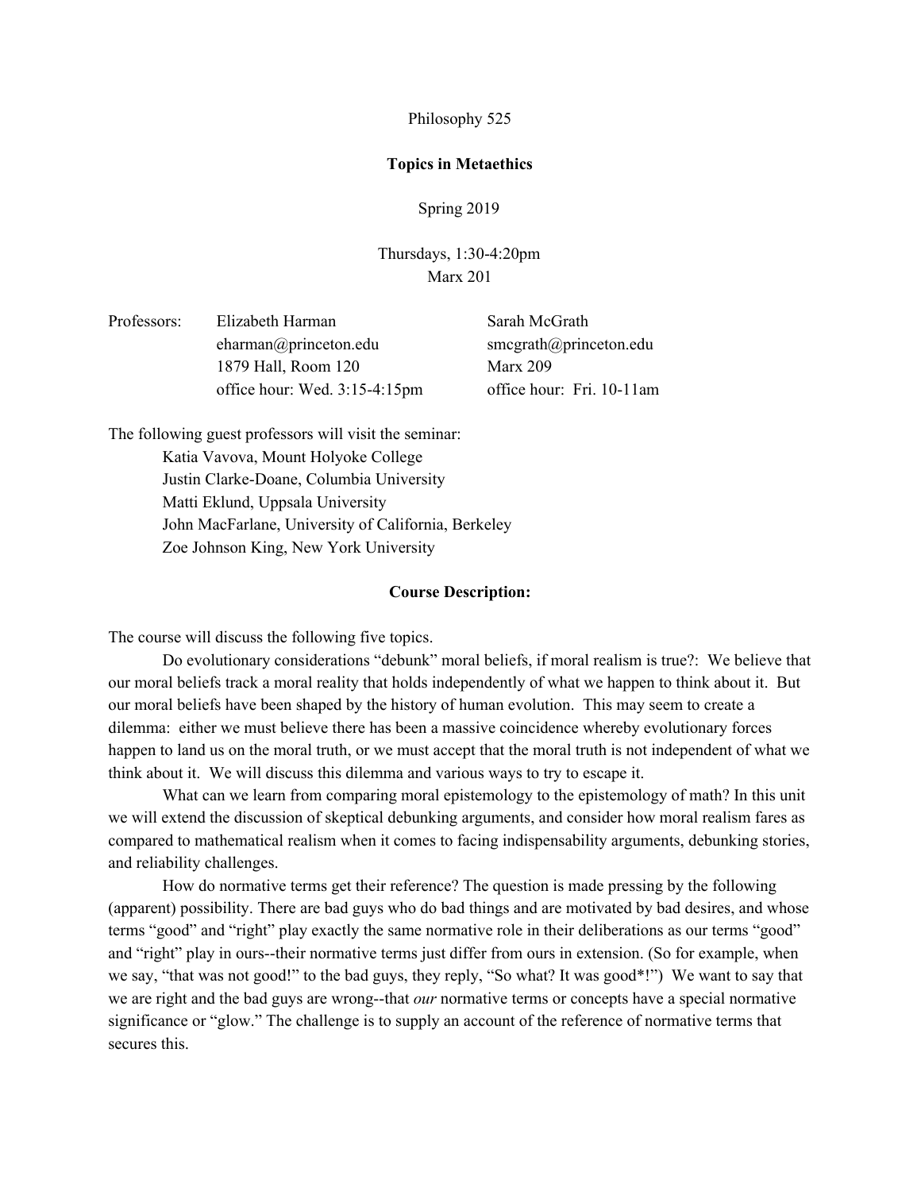Philosophy 525

**Topics in Metaethics**

Spring 2019

Thursdays, 1:30-4:20pm
Marx 201

| Professors: | Elizabeth Harman | Sarah McGrath |
|---|---|---|
| | eharman@princeton.edu | smcgrath@princeton.edu |
| | 1879 Hall, Room 120 | Marx 209 |
| | office hour: Wed. 3:15-4:15pm | office hour: Fri. 10-11am |

The following guest professors will visit the seminar:

Katia Vavova, Mount Holyoke College
Justin Clarke-Doane, Columbia University
Matti Eklund, Uppsala University
John MacFarlane, University of California, Berkeley
Zoe Johnson King, New York University

**Course Description:**

The course will discuss the following five topics.

Do evolutionary considerations "debunk" moral beliefs, if moral realism is true?: We believe that our moral beliefs track a moral reality that holds independently of what we happen to think about it. But our moral beliefs have been shaped by the history of human evolution. This may seem to create a dilemma: either we must believe there has been a massive coincidence whereby evolutionary forces happen to land us on the moral truth, or we must accept that the moral truth is not independent of what we think about it. We will discuss this dilemma and various ways to try to escape it.

What can we learn from comparing moral epistemology to the epistemology of math? In this unit we will extend the discussion of skeptical debunking arguments, and consider how moral realism fares as compared to mathematical realism when it comes to facing indispensability arguments, debunking stories, and reliability challenges.

How do normative terms get their reference? The question is made pressing by the following (apparent) possibility. There are bad guys who do bad things and are motivated by bad desires, and whose terms "good" and "right" play exactly the same normative role in their deliberations as our terms "good" and "right" play in ours--their normative terms just differ from ours in extension. (So for example, when we say, "that was not good!" to the bad guys, they reply, "So what? It was good*!") We want to say that we are right and the bad guys are wrong--that *our* normative terms or concepts have a special normative significance or "glow." The challenge is to supply an account of the reference of normative terms that secures this.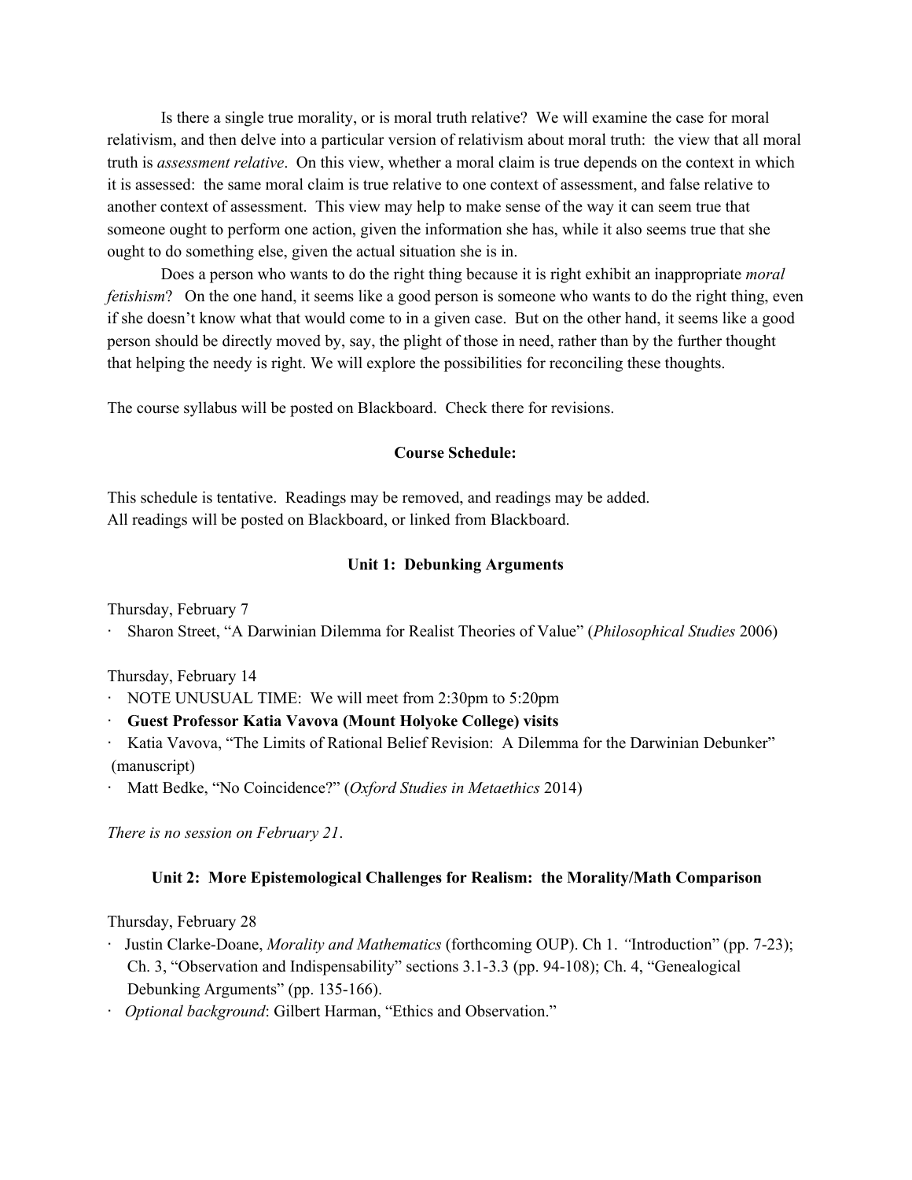Is there a single true morality, or is moral truth relative? We will examine the case for moral relativism, and then delve into a particular version of relativism about moral truth: the view that all moral truth is *assessment relative*. On this view, whether a moral claim is true depends on the context in which it is assessed: the same moral claim is true relative to one context of assessment, and false relative to another context of assessment. This view may help to make sense of the way it can seem true that someone ought to perform one action, given the information she has, while it also seems true that she ought to do something else, given the actual situation she is in.

Does a person who wants to do the right thing because it is right exhibit an inappropriate *moral fetishism*? On the one hand, it seems like a good person is someone who wants to do the right thing, even if she doesn't know what that would come to in a given case. But on the other hand, it seems like a good person should be directly moved by, say, the plight of those in need, rather than by the further thought that helping the needy is right. We will explore the possibilities for reconciling these thoughts.

The course syllabus will be posted on Blackboard. Check there for revisions.

## Course Schedule:

This schedule is tentative. Readings may be removed, and readings may be added.
All readings will be posted on Blackboard, or linked from Blackboard.

### Unit 1: Debunking Arguments

Thursday, February 7

- Sharon Street, "A Darwinian Dilemma for Realist Theories of Value" (*Philosophical Studies* 2006)

Thursday, February 14

- NOTE UNUSUAL TIME: We will meet from 2:30pm to 5:20pm
- **Guest Professor Katia Vavova (Mount Holyoke College) visits**
- Katia Vavova, "The Limits of Rational Belief Revision: A Dilemma for the Darwinian Debunker" (manuscript)
- Matt Bedke, "No Coincidence?" (*Oxford Studies in Metaethics* 2014)

*There is no session on February 21.*

### Unit 2: More Epistemological Challenges for Realism: the Morality/Math Comparison

Thursday, February 28

- Justin Clarke-Doane, *Morality and Mathematics* (forthcoming OUP). Ch 1. "Introduction" (pp. 7-23); Ch. 3, "Observation and Indispensability" sections 3.1-3.3 (pp. 94-108); Ch. 4, "Genealogical Debunking Arguments" (pp. 135-166).
- *Optional background*: Gilbert Harman, "Ethics and Observation."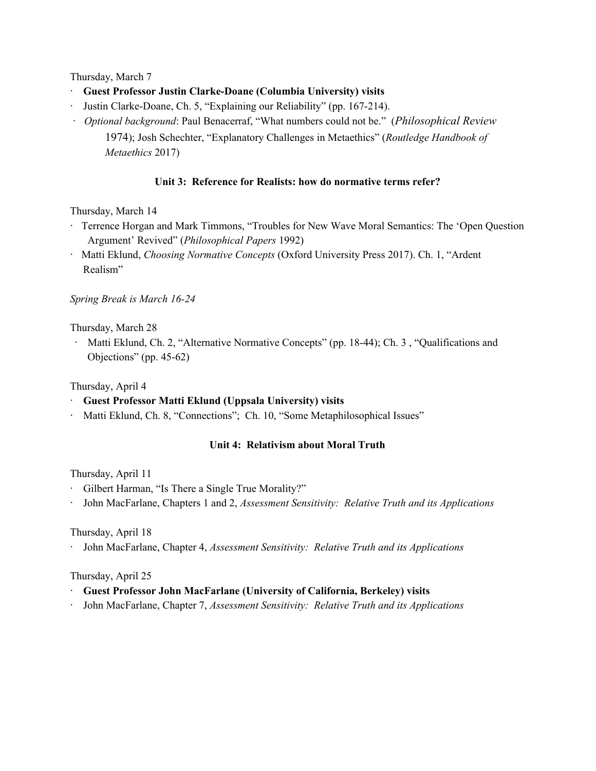Thursday, March 7

- **Guest Professor Justin Clarke-Doane (Columbia University) visits**
- Justin Clarke-Doane, Ch. 5, "Explaining our Reliability" (pp. 167-214).
- *Optional background*: Paul Benacerraf, "What numbers could not be." (*Philosophical Review* 1974); Josh Schechter, "Explanatory Challenges in Metaethics" (*Routledge Handbook of Metaethics* 2017)

### Unit 3: Reference for Realists: how do normative terms refer?

Thursday, March 14

- Terrence Horgan and Mark Timmons, "Troubles for New Wave Moral Semantics: The 'Open Question Argument' Revived" (*Philosophical Papers* 1992)
- Matti Eklund, *Choosing Normative Concepts* (Oxford University Press 2017). Ch. 1, "Ardent Realism"

*Spring Break is March 16-24*

Thursday, March 28

- Matti Eklund, Ch. 2, "Alternative Normative Concepts" (pp. 18-44); Ch. 3 , "Qualifications and Objections" (pp. 45-62)

Thursday, April 4

- **Guest Professor Matti Eklund (Uppsala University) visits**
- Matti Eklund, Ch. 8, "Connections"; Ch. 10, "Some Metaphilosophical Issues"

### Unit 4: Relativism about Moral Truth

Thursday, April 11

- Gilbert Harman, "Is There a Single True Morality?"
- John MacFarlane, Chapters 1 and 2, *Assessment Sensitivity: Relative Truth and its Applications*

Thursday, April 18

- John MacFarlane, Chapter 4, *Assessment Sensitivity: Relative Truth and its Applications*

Thursday, April 25

- **Guest Professor John MacFarlane (University of California, Berkeley) visits**
- John MacFarlane, Chapter 7, *Assessment Sensitivity: Relative Truth and its Applications*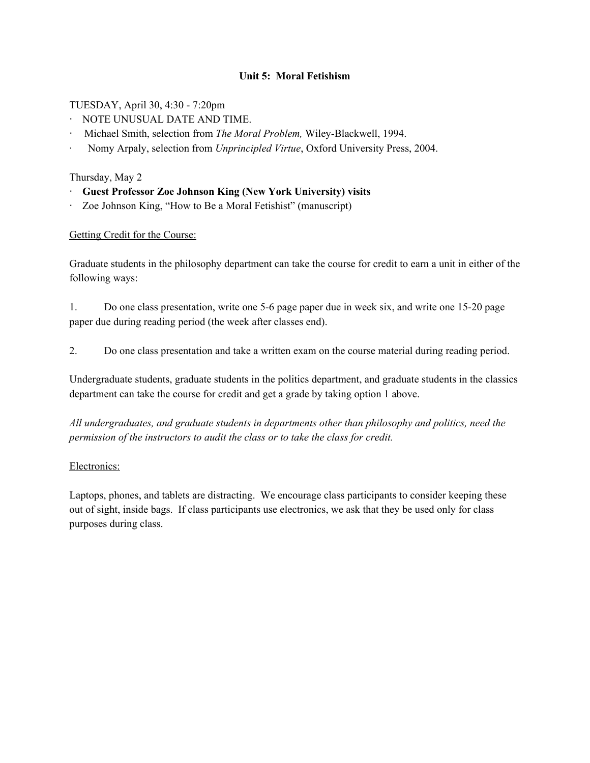**Unit 5: Moral Fetishism**

TUESDAY, April 30, 4:30 - 7:20pm

- NOTE UNUSUAL DATE AND TIME.
- Michael Smith, selection from *The Moral Problem,* Wiley-Blackwell, 1994.
- Nomy Arpaly, selection from *Unprincipled Virtue*, Oxford University Press, 2004.

Thursday, May 2

- **Guest Professor Zoe Johnson King (New York University) visits**
- Zoe Johnson King, "How to Be a Moral Fetishist" (manuscript)

<u>Getting Credit for the Course:</u>

Graduate students in the philosophy department can take the course for credit to earn a unit in either of the following ways:

1. Do one class presentation, write one 5-6 page paper due in week six, and write one 15-20 page paper due during reading period (the week after classes end).

2. Do one class presentation and take a written exam on the course material during reading period.

Undergraduate students, graduate students in the politics department, and graduate students in the classics department can take the course for credit and get a grade by taking option 1 above.

*All undergraduates, and graduate students in departments other than philosophy and politics, need the permission of the instructors to audit the class or to take the class for credit.*

<u>Electronics:</u>

Laptops, phones, and tablets are distracting. We encourage class participants to consider keeping these out of sight, inside bags. If class participants use electronics, we ask that they be used only for class purposes during class.